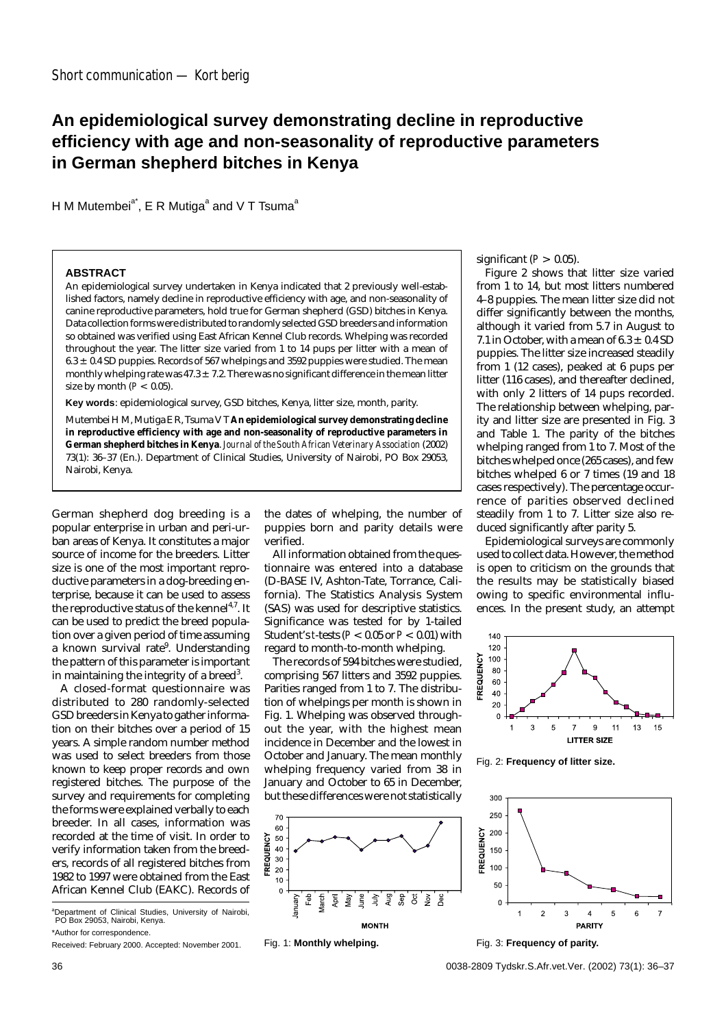Short communication — Kort berig

# An epidemiological survey demonstrating decline in reproductive efficiency with age and non-seasonality of reproductive parameters in German shepherd bitches in Kenya

H M Mutembei[a*], E R Mutiga[a] and V T Tsuma[a]

### ABSTRACT

An epidemiological survey undertaken in Kenya indicated that 2 previously well-established factors, namely decline in reproductive efficiency with age, and non-seasonality of canine reproductive parameters, hold true for German shepherd (GSD) bitches in Kenya. Data collection forms were distributed to randomly selected GSD breeders and information so obtained was verified using East African Kennel Club records. Whelping was recorded throughout the year. The litter size varied from 1 to 14 pups per litter with a mean of 6.3 ± 0.4 SD puppies. Records of 567 whelpings and 3592 puppies were studied. The mean monthly whelping rate was 47.3 ± 7.2. There was no significant difference in the mean litter size by month ($P < 0.05$).

**Key words**: epidemiological survey, GSD bitches, Kenya, litter size, month, parity.

Mutembei H M, Mutiga E R, Tsuma V T **An epidemiological survey demonstrating decline in reproductive efficiency with age and non-seasonality of reproductive parameters in German shepherd bitches in Kenya**. *Journal of the South African Veterinary Association* (2002) 73(1): 36–37 (En.). Department of Clinical Studies, University of Nairobi, PO Box 29053, Nairobi, Kenya.

German shepherd dog breeding is a popular enterprise in urban and peri-urban areas of Kenya. It constitutes a major source of income for the breeders. Litter size is one of the most important reproductive parameters in a dog-breeding enterprise, because it can be used to assess the reproductive status of the kennel[4,7]. It can be used to predict the breed population over a given period of time assuming a known survival rate[9]. Understanding the pattern of this parameter is important in maintaining the integrity of a breed[3].

A closed-format questionnaire was distributed to 280 randomly-selected GSD breeders in Kenya to gather information on their bitches over a period of 15 years. A simple random number method was used to select breeders from those known to keep proper records and own registered bitches. The purpose of the survey and requirements for completing the forms were explained verbally to each breeder. In all cases, information was recorded at the time of visit. In order to verify information taken from the breeders, records of all registered bitches from 1982 to 1997 were obtained from the East African Kennel Club (EAKC). Records of the dates of whelping, the number of puppies born and parity details were verified.

All information obtained from the questionnaire was entered into a database (D-BASE IV, Ashton-Tate, Torrance, California). The Statistics Analysis System (SAS) was used for descriptive statistics. Significance was tested for by 1-tailed Student's *t*-tests ($P < 0.05$ or $P < 0.01$) with regard to month-to-month whelping.

The records of 594 bitches were studied, comprising 567 litters and 3592 puppies. Parities ranged from 1 to 7. The distribution of whelpings per month is shown in Fig. 1. Whelping was observed throughout the year, with the highest mean incidence in December and the lowest in October and January. The mean monthly whelping frequency varied from 38 in January and October to 65 in December, but these differences were not statistically significant ($P > 0.05$).

Fig. 1: **Monthly whelping.**

Figure 2 shows that litter size varied from 1 to 14, but most litters numbered 4–8 puppies. The mean litter size did not differ significantly between the months, although it varied from 5.7 in August to 7.1 in October, with a mean of 6.3 ± 0.4 SD puppies. The litter size increased steadily from 1 (12 cases), peaked at 6 pups per litter (116 cases), and thereafter declined, with only 2 litters of 14 pups recorded. The relationship between whelping, parity and litter size are presented in Fig. 3 and Table 1. The parity of the bitches whelping ranged from 1 to 7. Most of the bitches whelped once (265 cases), and few bitches whelped 6 or 7 times (19 and 18 cases respectively). The percentage occurrence of parities observed declined steadily from 1 to 7. Litter size also reduced significantly after parity 5.

Epidemiological surveys are commonly used to collect data. However, the method is open to criticism on the grounds that the results may be statistically biased owing to specific environmental influences. In the present study, an attempt

Fig. 2: **Frequency of litter size.**

Fig. 3: **Frequency of parity.**

[a]Department of Clinical Studies, University of Nairobi, PO Box 29053, Nairobi, Kenya.

*Author for correspondence.

Received: February 2000. Accepted: November 2001.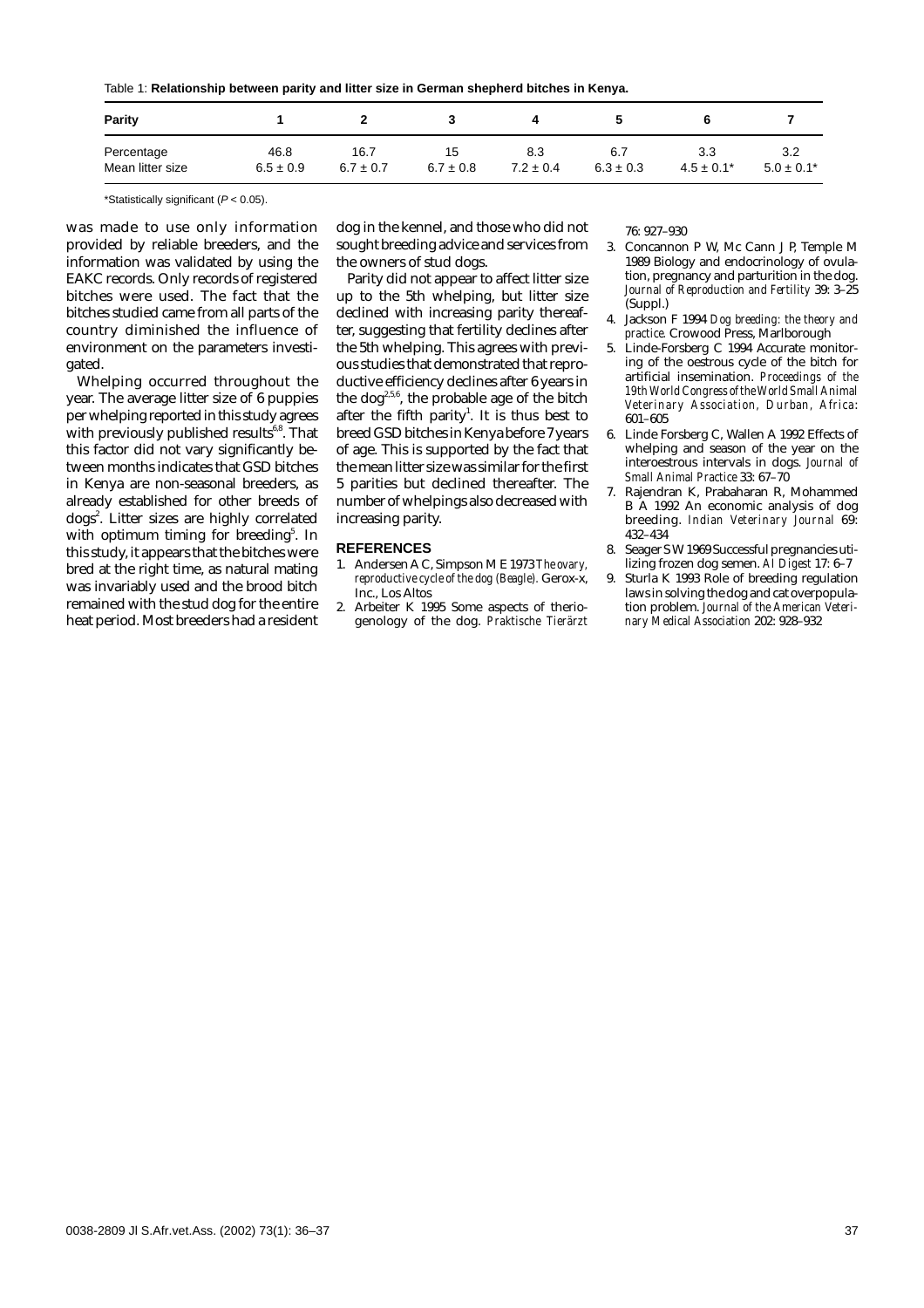Table 1: **Relationship between parity and litter size in German shepherd bitches in Kenya.**

| Parity | 1 | 2 | 3 | 4 | 5 | 6 | 7 |
|---|---|---|---|---|---|---|---|
| Percentage | 46.8 | 16.7 | 15 | 8.3 | 6.7 | 3.3 | 3.2 |
| Mean litter size | 6.5 ± 0.9 | 6.7 ± 0.7 | 6.7 ± 0.8 | 7.2 ± 0.4 | 6.3 ± 0.3 | 4.5 ± 0.1* | 5.0 ± 0.1* |

*Statistically significant ($P < 0.05$).

was made to use only information provided by reliable breeders, and the information was validated by using the EAKC records. Only records of registered bitches were used. The fact that the bitches studied came from all parts of the country diminished the influence of environment on the parameters investigated.

Whelping occurred throughout the year. The average litter size of 6 puppies per whelping reported in this study agrees with previously published results[6,8]. That this factor did not vary significantly between months indicates that GSD bitches in Kenya are non-seasonal breeders, as already established for other breeds of dogs[2]. Litter sizes are highly correlated with optimum timing for breeding[5]. In this study, it appears that the bitches were bred at the right time, as natural mating was invariably used and the brood bitch remained with the stud dog for the entire heat period. Most breeders had a resident dog in the kennel, and those who did not sought breeding advice and services from the owners of stud dogs.

Parity did not appear to affect litter size up to the 5th whelping, but litter size declined with increasing parity thereafter, suggesting that fertility declines after the 5th whelping. This agrees with previous studies that demonstrated that reproductive efficiency declines after 6 years in the dog[2,5,6], the probable age of the bitch after the fifth parity[1]. It is thus best to breed GSD bitches in Kenya before 7 years of age. This is supported by the fact that the mean litter size was similar for the first 5 parities but declined thereafter. The number of whelpings also decreased with increasing parity.

## REFERENCES

1. Andersen A C, Simpson M E 1973 *The ovary, reproductive cycle of the dog (Beagle).* Gerox-x, Inc., Los Altos
2. Arbeiter K 1995 Some aspects of theriogenology of the dog. *Praktische Tierärzt* 76: 927–930
3. Concannon P W, Mc Cann J P, Temple M 1989 Biology and endocrinology of ovulation, pregnancy and parturition in the dog. *Journal of Reproduction and Fertility* 39: 3–25 (Suppl.)
4. Jackson F 1994 *Dog breeding: the theory and practice.* Crowood Press, Marlborough
5. Linde-Forsberg C 1994 Accurate monitoring of the oestrous cycle of the bitch for artificial insemination. *Proceedings of the 19th World Congress of the World Small Animal Veterinary Association, Durban, Africa*: 601–605
6. Linde Forsberg C, Wallen A 1992 Effects of whelping and season of the year on the interoestrous intervals in dogs. *Journal of Small Animal Practice* 33: 67–70
7. Rajendran K, Prabaharan R, Mohammed B A 1992 An economic analysis of dog breeding. *Indian Veterinary Journal* 69: 432–434
8. Seager S W 1969 Successful pregnancies utilizing frozen dog semen. *AI Digest* 17: 6–7
9. Sturla K 1993 Role of breeding regulation laws in solving the dog and cat overpopulation problem. *Journal of the American Veterinary Medical Association* 202: 928–932